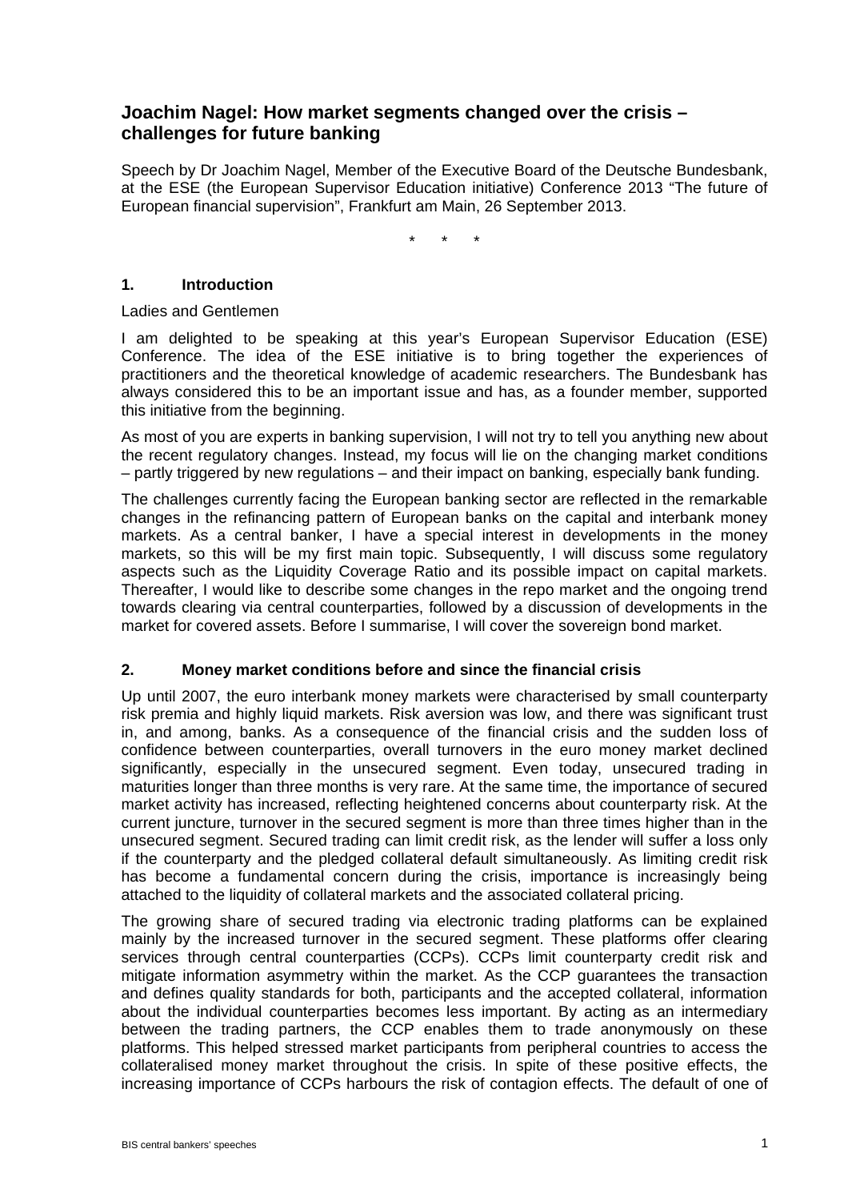# Joachim Nagel: How market segments changed over the crisis – challenges for future banking

Speech by Dr Joachim Nagel, Member of the Executive Board of the Deutsche Bundesbank, at the ESE (the European Supervisor Education initiative) Conference 2013 "The future of European financial supervision", Frankfurt am Main, 26 September 2013.

\* \* \*

## 1. Introduction

Ladies and Gentlemen

I am delighted to be speaking at this year's European Supervisor Education (ESE) Conference. The idea of the ESE initiative is to bring together the experiences of practitioners and the theoretical knowledge of academic researchers. The Bundesbank has always considered this to be an important issue and has, as a founder member, supported this initiative from the beginning.

As most of you are experts in banking supervision, I will not try to tell you anything new about the recent regulatory changes. Instead, my focus will lie on the changing market conditions – partly triggered by new regulations – and their impact on banking, especially bank funding.

The challenges currently facing the European banking sector are reflected in the remarkable changes in the refinancing pattern of European banks on the capital and interbank money markets. As a central banker, I have a special interest in developments in the money markets, so this will be my first main topic. Subsequently, I will discuss some regulatory aspects such as the Liquidity Coverage Ratio and its possible impact on capital markets. Thereafter, I would like to describe some changes in the repo market and the ongoing trend towards clearing via central counterparties, followed by a discussion of developments in the market for covered assets. Before I summarise, I will cover the sovereign bond market.

## 2. Money market conditions before and since the financial crisis

Up until 2007, the euro interbank money markets were characterised by small counterparty risk premia and highly liquid markets. Risk aversion was low, and there was significant trust in, and among, banks. As a consequence of the financial crisis and the sudden loss of confidence between counterparties, overall turnovers in the euro money market declined significantly, especially in the unsecured segment. Even today, unsecured trading in maturities longer than three months is very rare. At the same time, the importance of secured market activity has increased, reflecting heightened concerns about counterparty risk. At the current juncture, turnover in the secured segment is more than three times higher than in the unsecured segment. Secured trading can limit credit risk, as the lender will suffer a loss only if the counterparty and the pledged collateral default simultaneously. As limiting credit risk has become a fundamental concern during the crisis, importance is increasingly being attached to the liquidity of collateral markets and the associated collateral pricing.

The growing share of secured trading via electronic trading platforms can be explained mainly by the increased turnover in the secured segment. These platforms offer clearing services through central counterparties (CCPs). CCPs limit counterparty credit risk and mitigate information asymmetry within the market. As the CCP guarantees the transaction and defines quality standards for both, participants and the accepted collateral, information about the individual counterparties becomes less important. By acting as an intermediary between the trading partners, the CCP enables them to trade anonymously on these platforms. This helped stressed market participants from peripheral countries to access the collateralised money market throughout the crisis. In spite of these positive effects, the increasing importance of CCPs harbours the risk of contagion effects. The default of one of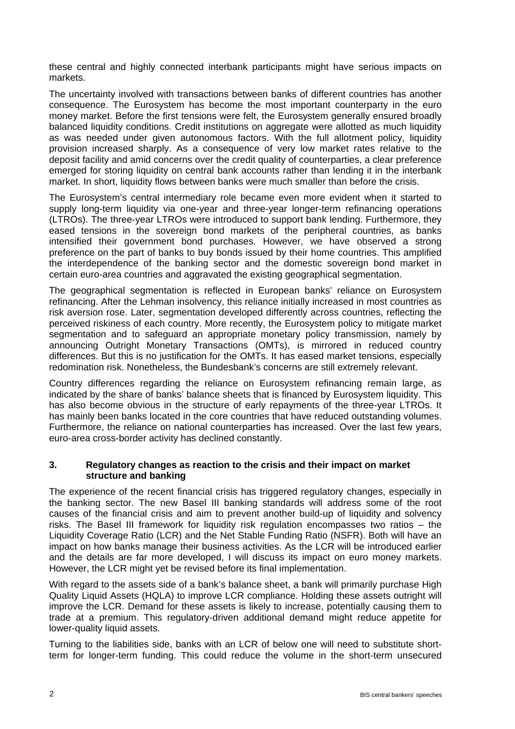these central and highly connected interbank participants might have serious impacts on markets.

The uncertainty involved with transactions between banks of different countries has another consequence. The Eurosystem has become the most important counterparty in the euro money market. Before the first tensions were felt, the Eurosystem generally ensured broadly balanced liquidity conditions. Credit institutions on aggregate were allotted as much liquidity as was needed under given autonomous factors. With the full allotment policy, liquidity provision increased sharply. As a consequence of very low market rates relative to the deposit facility and amid concerns over the credit quality of counterparties, a clear preference emerged for storing liquidity on central bank accounts rather than lending it in the interbank market. In short, liquidity flows between banks were much smaller than before the crisis.

The Eurosystem's central intermediary role became even more evident when it started to supply long-term liquidity via one-year and three-year longer-term refinancing operations (LTROs). The three-year LTROs were introduced to support bank lending. Furthermore, they eased tensions in the sovereign bond markets of the peripheral countries, as banks intensified their government bond purchases. However, we have observed a strong preference on the part of banks to buy bonds issued by their home countries. This amplified the interdependence of the banking sector and the domestic sovereign bond market in certain euro-area countries and aggravated the existing geographical segmentation.

The geographical segmentation is reflected in European banks' reliance on Eurosystem refinancing. After the Lehman insolvency, this reliance initially increased in most countries as risk aversion rose. Later, segmentation developed differently across countries, reflecting the perceived riskiness of each country. More recently, the Eurosystem policy to mitigate market segmentation and to safeguard an appropriate monetary policy transmission, namely by announcing Outright Monetary Transactions (OMTs), is mirrored in reduced country differences. But this is no justification for the OMTs. It has eased market tensions, especially redomination risk. Nonetheless, the Bundesbank's concerns are still extremely relevant.

Country differences regarding the reliance on Eurosystem refinancing remain large, as indicated by the share of banks' balance sheets that is financed by Eurosystem liquidity. This has also become obvious in the structure of early repayments of the three-year LTROs. It has mainly been banks located in the core countries that have reduced outstanding volumes. Furthermore, the reliance on national counterparties has increased. Over the last few years, euro-area cross-border activity has declined constantly.

## 3. Regulatory changes as reaction to the crisis and their impact on market structure and banking

The experience of the recent financial crisis has triggered regulatory changes, especially in the banking sector. The new Basel III banking standards will address some of the root causes of the financial crisis and aim to prevent another build-up of liquidity and solvency risks. The Basel III framework for liquidity risk regulation encompasses two ratios – the Liquidity Coverage Ratio (LCR) and the Net Stable Funding Ratio (NSFR). Both will have an impact on how banks manage their business activities. As the LCR will be introduced earlier and the details are far more developed, I will discuss its impact on euro money markets. However, the LCR might yet be revised before its final implementation.

With regard to the assets side of a bank's balance sheet, a bank will primarily purchase High Quality Liquid Assets (HQLA) to improve LCR compliance. Holding these assets outright will improve the LCR. Demand for these assets is likely to increase, potentially causing them to trade at a premium. This regulatory-driven additional demand might reduce appetite for lower-quality liquid assets.

Turning to the liabilities side, banks with an LCR of below one will need to substitute short-term for longer-term funding. This could reduce the volume in the short-term unsecured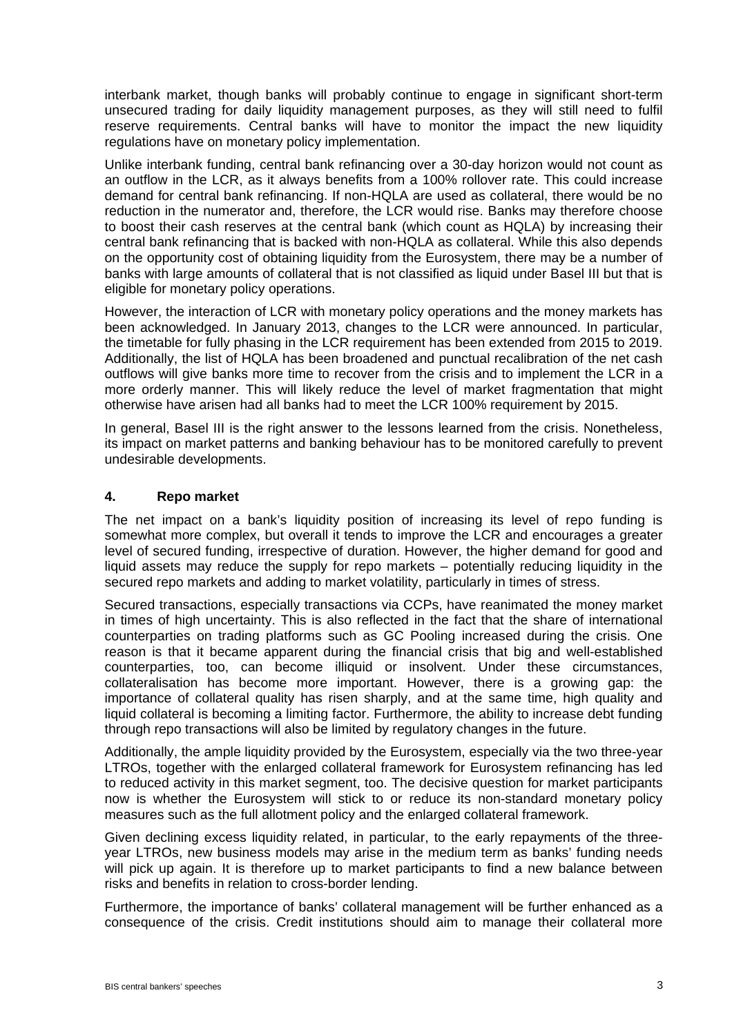interbank market, though banks will probably continue to engage in significant short-term unsecured trading for daily liquidity management purposes, as they will still need to fulfil reserve requirements. Central banks will have to monitor the impact the new liquidity regulations have on monetary policy implementation.

Unlike interbank funding, central bank refinancing over a 30-day horizon would not count as an outflow in the LCR, as it always benefits from a 100% rollover rate. This could increase demand for central bank refinancing. If non-HQLA are used as collateral, there would be no reduction in the numerator and, therefore, the LCR would rise. Banks may therefore choose to boost their cash reserves at the central bank (which count as HQLA) by increasing their central bank refinancing that is backed with non-HQLA as collateral. While this also depends on the opportunity cost of obtaining liquidity from the Eurosystem, there may be a number of banks with large amounts of collateral that is not classified as liquid under Basel III but that is eligible for monetary policy operations.

However, the interaction of LCR with monetary policy operations and the money markets has been acknowledged. In January 2013, changes to the LCR were announced. In particular, the timetable for fully phasing in the LCR requirement has been extended from 2015 to 2019. Additionally, the list of HQLA has been broadened and punctual recalibration of the net cash outflows will give banks more time to recover from the crisis and to implement the LCR in a more orderly manner. This will likely reduce the level of market fragmentation that might otherwise have arisen had all banks had to meet the LCR 100% requirement by 2015.

In general, Basel III is the right answer to the lessons learned from the crisis. Nonetheless, its impact on market patterns and banking behaviour has to be monitored carefully to prevent undesirable developments.

## 4. Repo market

The net impact on a bank's liquidity position of increasing its level of repo funding is somewhat more complex, but overall it tends to improve the LCR and encourages a greater level of secured funding, irrespective of duration. However, the higher demand for good and liquid assets may reduce the supply for repo markets – potentially reducing liquidity in the secured repo markets and adding to market volatility, particularly in times of stress.

Secured transactions, especially transactions via CCPs, have reanimated the money market in times of high uncertainty. This is also reflected in the fact that the share of international counterparties on trading platforms such as GC Pooling increased during the crisis. One reason is that it became apparent during the financial crisis that big and well-established counterparties, too, can become illiquid or insolvent. Under these circumstances, collateralisation has become more important. However, there is a growing gap: the importance of collateral quality has risen sharply, and at the same time, high quality and liquid collateral is becoming a limiting factor. Furthermore, the ability to increase debt funding through repo transactions will also be limited by regulatory changes in the future.

Additionally, the ample liquidity provided by the Eurosystem, especially via the two three-year LTROs, together with the enlarged collateral framework for Eurosystem refinancing has led to reduced activity in this market segment, too. The decisive question for market participants now is whether the Eurosystem will stick to or reduce its non-standard monetary policy measures such as the full allotment policy and the enlarged collateral framework.

Given declining excess liquidity related, in particular, to the early repayments of the three-year LTROs, new business models may arise in the medium term as banks' funding needs will pick up again. It is therefore up to market participants to find a new balance between risks and benefits in relation to cross-border lending.

Furthermore, the importance of banks' collateral management will be further enhanced as a consequence of the crisis. Credit institutions should aim to manage their collateral more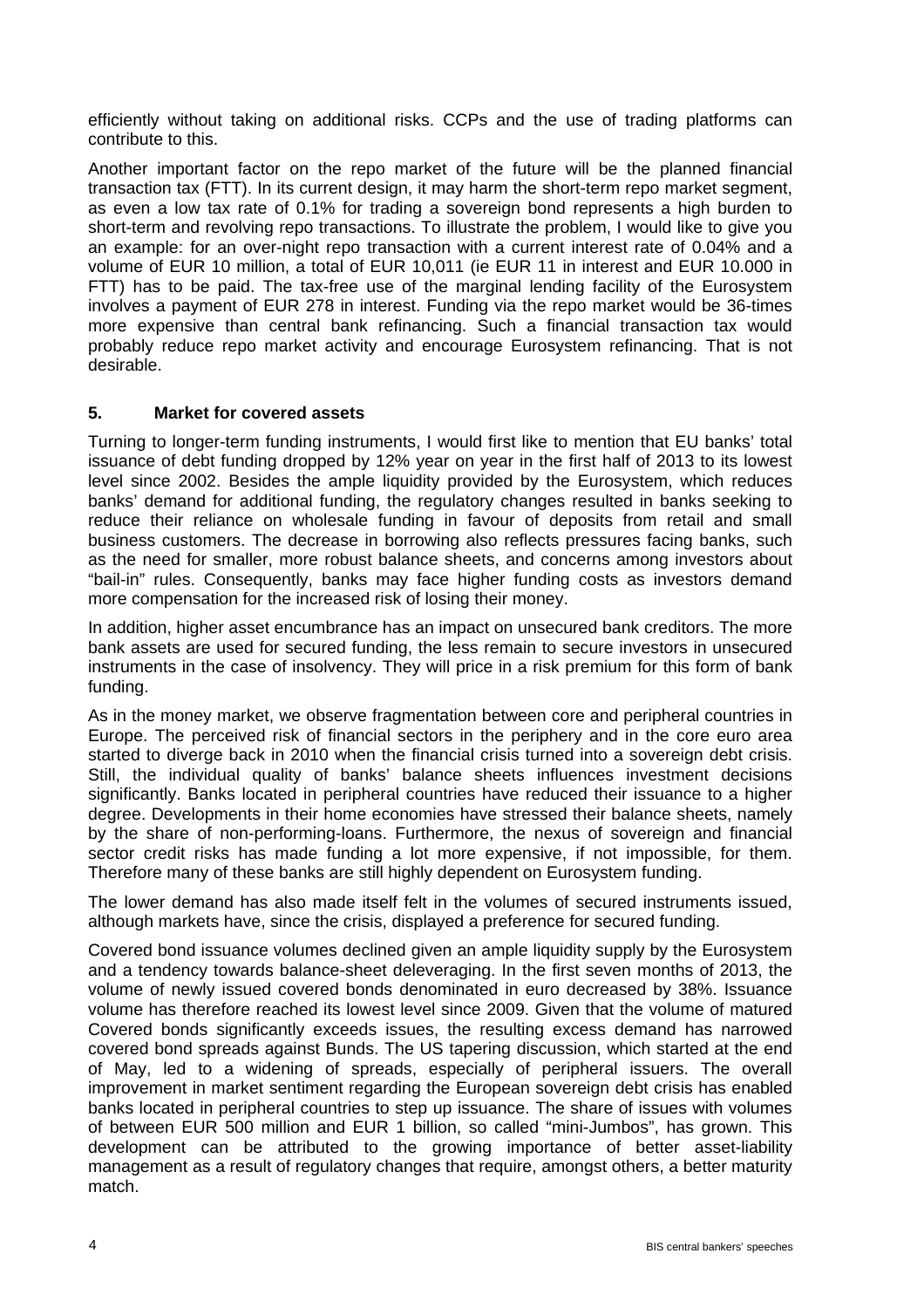efficiently without taking on additional risks. CCPs and the use of trading platforms can contribute to this.

Another important factor on the repo market of the future will be the planned financial transaction tax (FTT). In its current design, it may harm the short-term repo market segment, as even a low tax rate of 0.1% for trading a sovereign bond represents a high burden to short-term and revolving repo transactions. To illustrate the problem, I would like to give you an example: for an over-night repo transaction with a current interest rate of 0.04% and a volume of EUR 10 million, a total of EUR 10,011 (ie EUR 11 in interest and EUR 10.000 in FTT) has to be paid. The tax-free use of the marginal lending facility of the Eurosystem involves a payment of EUR 278 in interest. Funding via the repo market would be 36-times more expensive than central bank refinancing. Such a financial transaction tax would probably reduce repo market activity and encourage Eurosystem refinancing. That is not desirable.

## 5. Market for covered assets

Turning to longer-term funding instruments, I would first like to mention that EU banks' total issuance of debt funding dropped by 12% year on year in the first half of 2013 to its lowest level since 2002. Besides the ample liquidity provided by the Eurosystem, which reduces banks' demand for additional funding, the regulatory changes resulted in banks seeking to reduce their reliance on wholesale funding in favour of deposits from retail and small business customers. The decrease in borrowing also reflects pressures facing banks, such as the need for smaller, more robust balance sheets, and concerns among investors about "bail-in" rules. Consequently, banks may face higher funding costs as investors demand more compensation for the increased risk of losing their money.

In addition, higher asset encumbrance has an impact on unsecured bank creditors. The more bank assets are used for secured funding, the less remain to secure investors in unsecured instruments in the case of insolvency. They will price in a risk premium for this form of bank funding.

As in the money market, we observe fragmentation between core and peripheral countries in Europe. The perceived risk of financial sectors in the periphery and in the core euro area started to diverge back in 2010 when the financial crisis turned into a sovereign debt crisis. Still, the individual quality of banks' balance sheets influences investment decisions significantly. Banks located in peripheral countries have reduced their issuance to a higher degree. Developments in their home economies have stressed their balance sheets, namely by the share of non-performing-loans. Furthermore, the nexus of sovereign and financial sector credit risks has made funding a lot more expensive, if not impossible, for them. Therefore many of these banks are still highly dependent on Eurosystem funding.

The lower demand has also made itself felt in the volumes of secured instruments issued, although markets have, since the crisis, displayed a preference for secured funding.

Covered bond issuance volumes declined given an ample liquidity supply by the Eurosystem and a tendency towards balance-sheet deleveraging. In the first seven months of 2013, the volume of newly issued covered bonds denominated in euro decreased by 38%. Issuance volume has therefore reached its lowest level since 2009. Given that the volume of matured Covered bonds significantly exceeds issues, the resulting excess demand has narrowed covered bond spreads against Bunds. The US tapering discussion, which started at the end of May, led to a widening of spreads, especially of peripheral issuers. The overall improvement in market sentiment regarding the European sovereign debt crisis has enabled banks located in peripheral countries to step up issuance. The share of issues with volumes of between EUR 500 million and EUR 1 billion, so called "mini-Jumbos", has grown. This development can be attributed to the growing importance of better asset-liability management as a result of regulatory changes that require, amongst others, a better maturity match.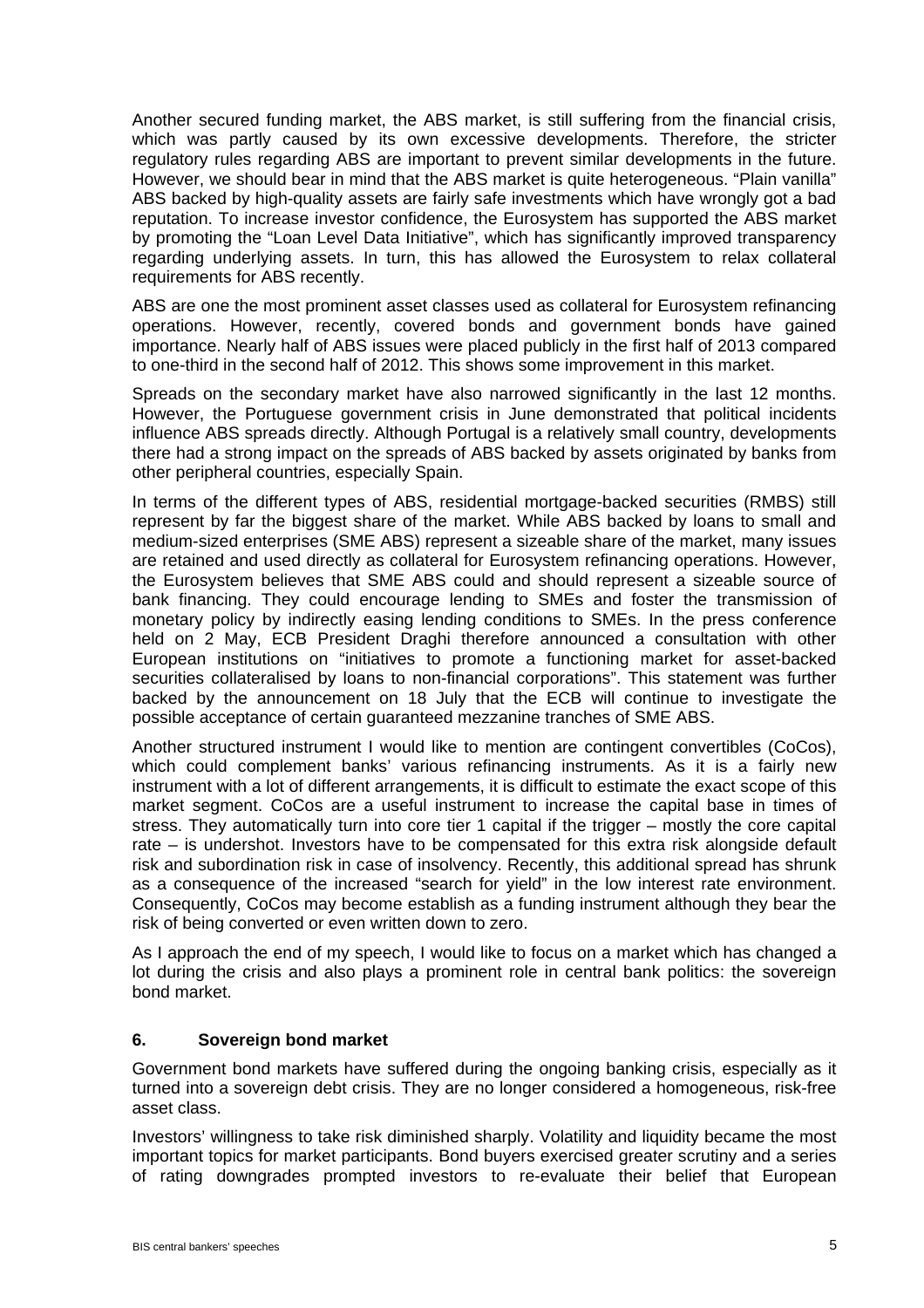Another secured funding market, the ABS market, is still suffering from the financial crisis, which was partly caused by its own excessive developments. Therefore, the stricter regulatory rules regarding ABS are important to prevent similar developments in the future. However, we should bear in mind that the ABS market is quite heterogeneous. "Plain vanilla" ABS backed by high-quality assets are fairly safe investments which have wrongly got a bad reputation. To increase investor confidence, the Eurosystem has supported the ABS market by promoting the "Loan Level Data Initiative", which has significantly improved transparency regarding underlying assets. In turn, this has allowed the Eurosystem to relax collateral requirements for ABS recently.

ABS are one the most prominent asset classes used as collateral for Eurosystem refinancing operations. However, recently, covered bonds and government bonds have gained importance. Nearly half of ABS issues were placed publicly in the first half of 2013 compared to one-third in the second half of 2012. This shows some improvement in this market.

Spreads on the secondary market have also narrowed significantly in the last 12 months. However, the Portuguese government crisis in June demonstrated that political incidents influence ABS spreads directly. Although Portugal is a relatively small country, developments there had a strong impact on the spreads of ABS backed by assets originated by banks from other peripheral countries, especially Spain.

In terms of the different types of ABS, residential mortgage-backed securities (RMBS) still represent by far the biggest share of the market. While ABS backed by loans to small and medium-sized enterprises (SME ABS) represent a sizeable share of the market, many issues are retained and used directly as collateral for Eurosystem refinancing operations. However, the Eurosystem believes that SME ABS could and should represent a sizeable source of bank financing. They could encourage lending to SMEs and foster the transmission of monetary policy by indirectly easing lending conditions to SMEs. In the press conference held on 2 May, ECB President Draghi therefore announced a consultation with other European institutions on "initiatives to promote a functioning market for asset-backed securities collateralised by loans to non-financial corporations". This statement was further backed by the announcement on 18 July that the ECB will continue to investigate the possible acceptance of certain guaranteed mezzanine tranches of SME ABS.

Another structured instrument I would like to mention are contingent convertibles (CoCos), which could complement banks' various refinancing instruments. As it is a fairly new instrument with a lot of different arrangements, it is difficult to estimate the exact scope of this market segment. CoCos are a useful instrument to increase the capital base in times of stress. They automatically turn into core tier 1 capital if the trigger – mostly the core capital rate – is undershot. Investors have to be compensated for this extra risk alongside default risk and subordination risk in case of insolvency. Recently, this additional spread has shrunk as a consequence of the increased "search for yield" in the low interest rate environment. Consequently, CoCos may become establish as a funding instrument although they bear the risk of being converted or even written down to zero.

As I approach the end of my speech, I would like to focus on a market which has changed a lot during the crisis and also plays a prominent role in central bank politics: the sovereign bond market.

## 6. Sovereign bond market

Government bond markets have suffered during the ongoing banking crisis, especially as it turned into a sovereign debt crisis. They are no longer considered a homogeneous, risk-free asset class.

Investors' willingness to take risk diminished sharply. Volatility and liquidity became the most important topics for market participants. Bond buyers exercised greater scrutiny and a series of rating downgrades prompted investors to re-evaluate their belief that European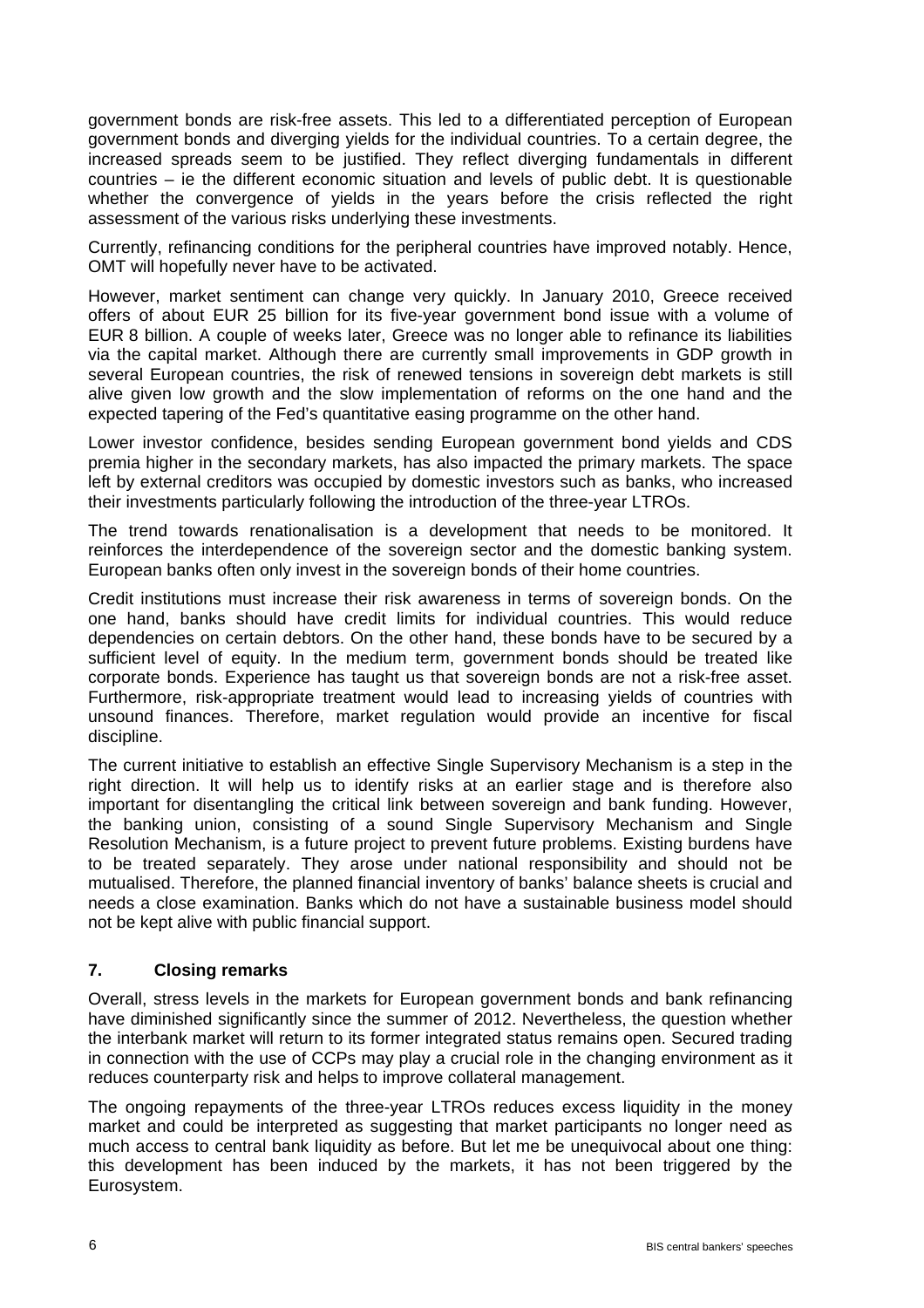government bonds are risk-free assets. This led to a differentiated perception of European government bonds and diverging yields for the individual countries. To a certain degree, the increased spreads seem to be justified. They reflect diverging fundamentals in different countries – ie the different economic situation and levels of public debt. It is questionable whether the convergence of yields in the years before the crisis reflected the right assessment of the various risks underlying these investments.

Currently, refinancing conditions for the peripheral countries have improved notably. Hence, OMT will hopefully never have to be activated.

However, market sentiment can change very quickly. In January 2010, Greece received offers of about EUR 25 billion for its five-year government bond issue with a volume of EUR 8 billion. A couple of weeks later, Greece was no longer able to refinance its liabilities via the capital market. Although there are currently small improvements in GDP growth in several European countries, the risk of renewed tensions in sovereign debt markets is still alive given low growth and the slow implementation of reforms on the one hand and the expected tapering of the Fed's quantitative easing programme on the other hand.

Lower investor confidence, besides sending European government bond yields and CDS premia higher in the secondary markets, has also impacted the primary markets. The space left by external creditors was occupied by domestic investors such as banks, who increased their investments particularly following the introduction of the three-year LTROs.

The trend towards renationalisation is a development that needs to be monitored. It reinforces the interdependence of the sovereign sector and the domestic banking system. European banks often only invest in the sovereign bonds of their home countries.

Credit institutions must increase their risk awareness in terms of sovereign bonds. On the one hand, banks should have credit limits for individual countries. This would reduce dependencies on certain debtors. On the other hand, these bonds have to be secured by a sufficient level of equity. In the medium term, government bonds should be treated like corporate bonds. Experience has taught us that sovereign bonds are not a risk-free asset. Furthermore, risk-appropriate treatment would lead to increasing yields of countries with unsound finances. Therefore, market regulation would provide an incentive for fiscal discipline.

The current initiative to establish an effective Single Supervisory Mechanism is a step in the right direction. It will help us to identify risks at an earlier stage and is therefore also important for disentangling the critical link between sovereign and bank funding. However, the banking union, consisting of a sound Single Supervisory Mechanism and Single Resolution Mechanism, is a future project to prevent future problems. Existing burdens have to be treated separately. They arose under national responsibility and should not be mutualised. Therefore, the planned financial inventory of banks' balance sheets is crucial and needs a close examination. Banks which do not have a sustainable business model should not be kept alive with public financial support.

## 7. Closing remarks

Overall, stress levels in the markets for European government bonds and bank refinancing have diminished significantly since the summer of 2012. Nevertheless, the question whether the interbank market will return to its former integrated status remains open. Secured trading in connection with the use of CCPs may play a crucial role in the changing environment as it reduces counterparty risk and helps to improve collateral management.

The ongoing repayments of the three-year LTROs reduces excess liquidity in the money market and could be interpreted as suggesting that market participants no longer need as much access to central bank liquidity as before. But let me be unequivocal about one thing: this development has been induced by the markets, it has not been triggered by the Eurosystem.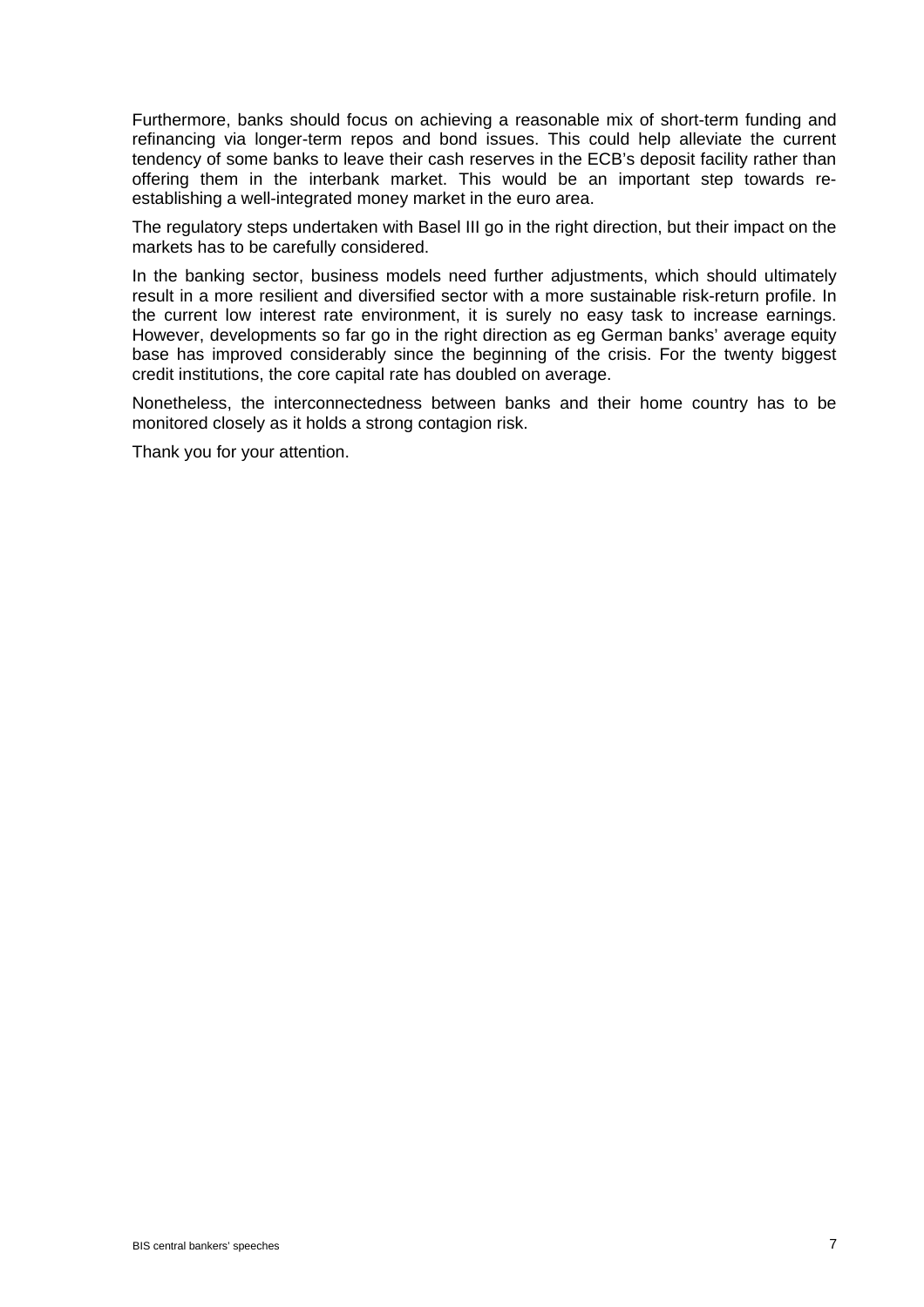Furthermore, banks should focus on achieving a reasonable mix of short-term funding and refinancing via longer-term repos and bond issues. This could help alleviate the current tendency of some banks to leave their cash reserves in the ECB's deposit facility rather than offering them in the interbank market. This would be an important step towards re-establishing a well-integrated money market in the euro area.

The regulatory steps undertaken with Basel III go in the right direction, but their impact on the markets has to be carefully considered.

In the banking sector, business models need further adjustments, which should ultimately result in a more resilient and diversified sector with a more sustainable risk-return profile. In the current low interest rate environment, it is surely no easy task to increase earnings. However, developments so far go in the right direction as eg German banks' average equity base has improved considerably since the beginning of the crisis. For the twenty biggest credit institutions, the core capital rate has doubled on average.

Nonetheless, the interconnectedness between banks and their home country has to be monitored closely as it holds a strong contagion risk.

Thank you for your attention.